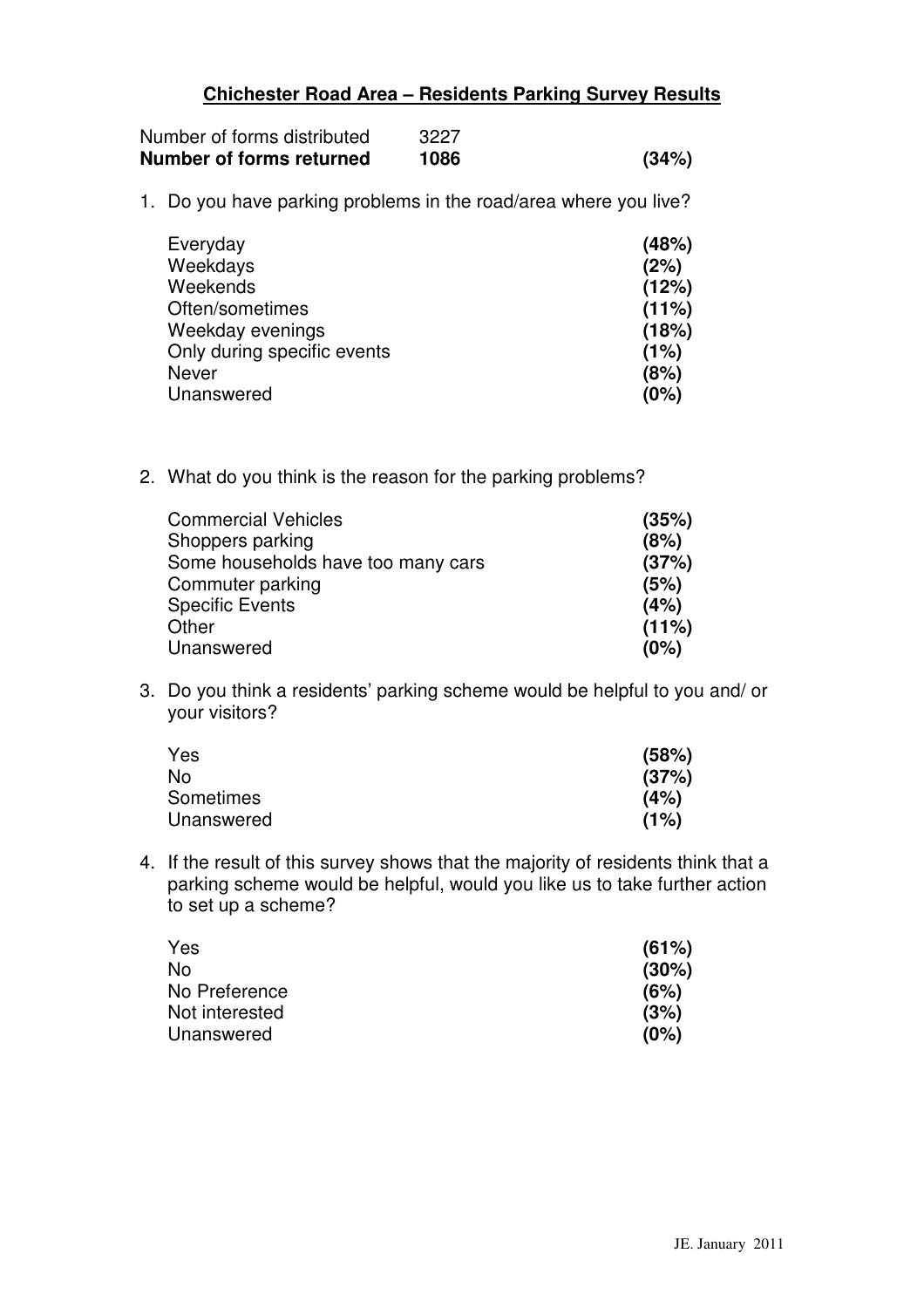# **Chichester Road Area – Residents Parking Survey Results**

| | | |
|---|---|---|
| Number of forms distributed | 3227 | |
| **Number of forms returned** | **1086** | **(34%)** |

1. Do you have parking problems in the road/area where you live?

| | |
|---|---|
| Everyday | **(48%)** |
| Weekdays | **(2%)** |
| Weekends | **(12%)** |
| Often/sometimes | **(11%)** |
| Weekday evenings | **(18%)** |
| Only during specific events | **(1%)** |
| Never | **(8%)** |
| Unanswered | **(0%)** |

2. What do you think is the reason for the parking problems?

| | |
|---|---|
| Commercial Vehicles | **(35%)** |
| Shoppers parking | **(8%)** |
| Some households have too many cars | **(37%)** |
| Commuter parking | **(5%)** |
| Specific Events | **(4%)** |
| Other | **(11%)** |
| Unanswered | **(0%)** |

3. Do you think a residents' parking scheme would be helpful to you and/ or your visitors?

| | |
|---|---|
| Yes | **(58%)** |
| No | **(37%)** |
| Sometimes | **(4%)** |
| Unanswered | **(1%)** |

4. If the result of this survey shows that the majority of residents think that a parking scheme would be helpful, would you like us to take further action to set up a scheme?

| | |
|---|---|
| Yes | **(61%)** |
| No | **(30%)** |
| No Preference | **(6%)** |
| Not interested | **(3%)** |
| Unanswered | **(0%)** |

JE. January 2011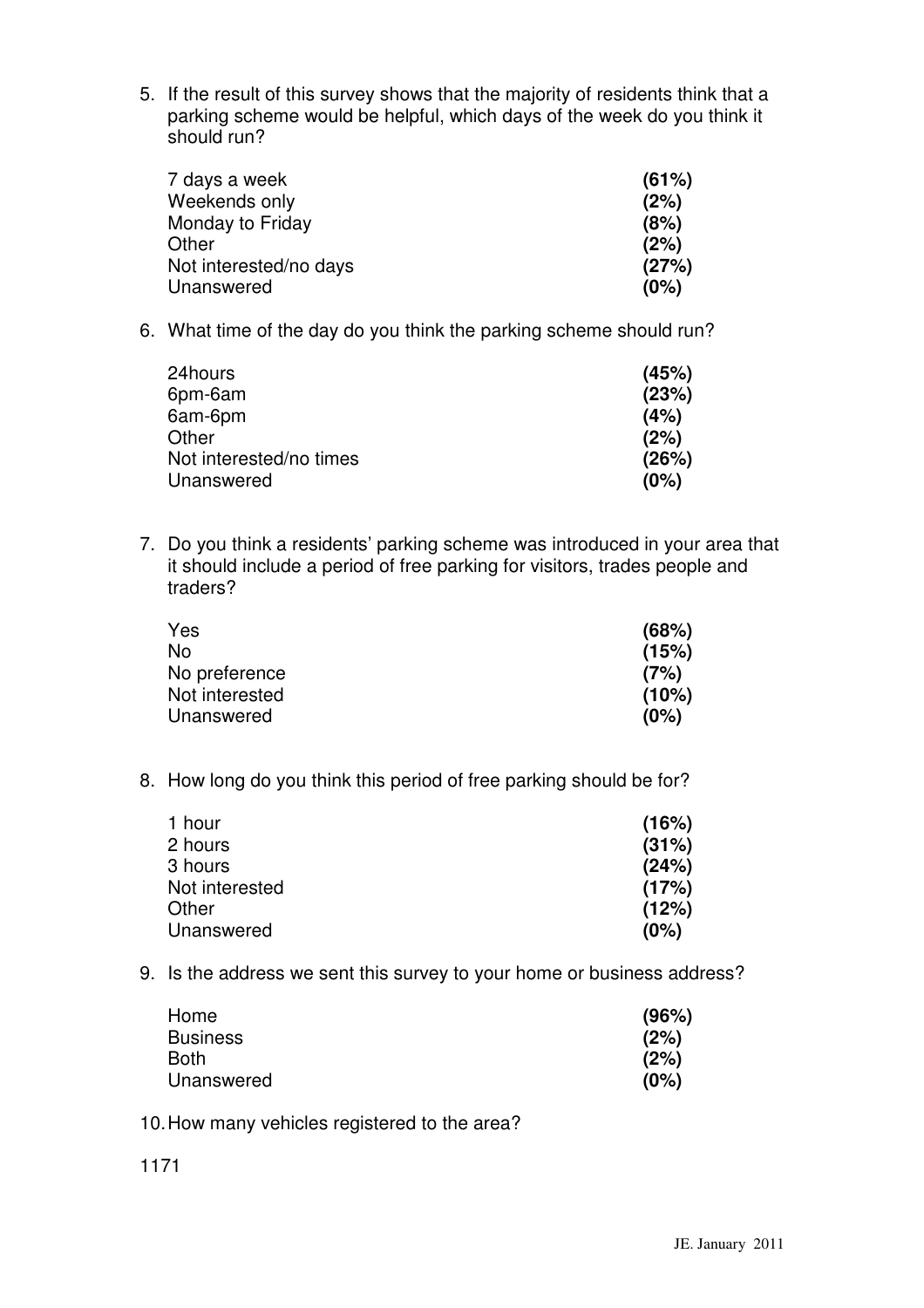5. If the result of this survey shows that the majority of residents think that a parking scheme would be helpful, which days of the week do you think it should run?

| | |
|---|---|
| 7 days a week | **(61%)** |
| Weekends only | **(2%)** |
| Monday to Friday | **(8%)** |
| Other | **(2%)** |
| Not interested/no days | **(27%)** |
| Unanswered | **(0%)** |

6. What time of the day do you think the parking scheme should run?

| | |
|---|---|
| 24hours | **(45%)** |
| 6pm-6am | **(23%)** |
| 6am-6pm | **(4%)** |
| Other | **(2%)** |
| Not interested/no times | **(26%)** |
| Unanswered | **(0%)** |

7. Do you think a residents' parking scheme was introduced in your area that it should include a period of free parking for visitors, trades people and traders?

| | |
|---|---|
| Yes | **(68%)** |
| No | **(15%)** |
| No preference | **(7%)** |
| Not interested | **(10%)** |
| Unanswered | **(0%)** |

8. How long do you think this period of free parking should be for?

| | |
|---|---|
| 1 hour | **(16%)** |
| 2 hours | **(31%)** |
| 3 hours | **(24%)** |
| Not interested | **(17%)** |
| Other | **(12%)** |
| Unanswered | **(0%)** |

9. Is the address we sent this survey to your home or business address?

| | |
|---|---|
| Home | **(96%)** |
| Business | **(2%)** |
| Both | **(2%)** |
| Unanswered | **(0%)** |

10. How many vehicles registered to the area?

1171

JE. January 2011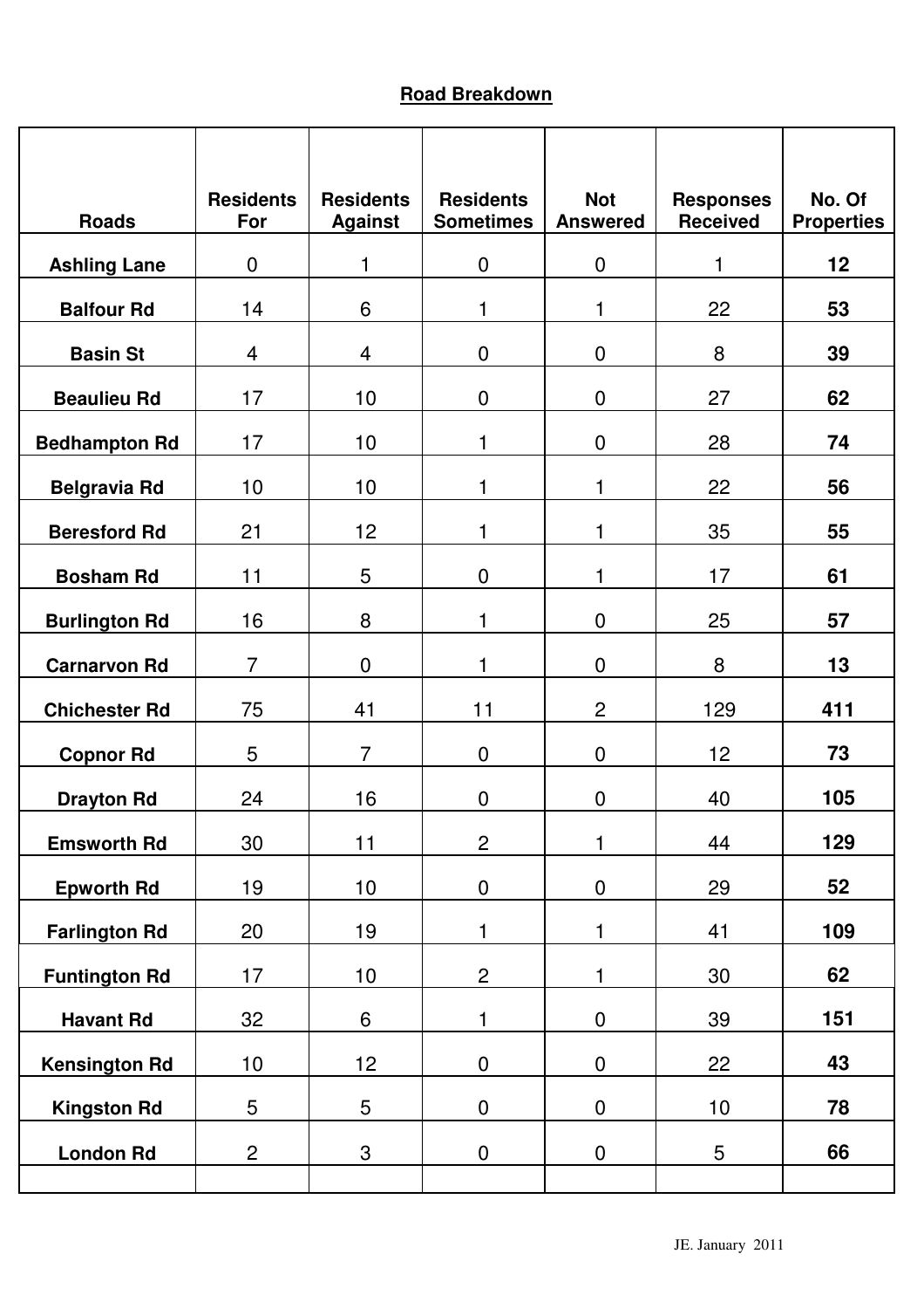## Road Breakdown

| Roads | Residents For | Residents Against | Residents Sometimes | Not Answered | Responses Received | No. Of Properties |
|---|---|---|---|---|---|---|
| **Ashling Lane** | 0 | 1 | 0 | 0 | 1 | **12** |
| **Balfour Rd** | 14 | 6 | 1 | 1 | 22 | **53** |
| **Basin St** | 4 | 4 | 0 | 0 | 8 | **39** |
| **Beaulieu Rd** | 17 | 10 | 0 | 0 | 27 | **62** |
| **Bedhampton Rd** | 17 | 10 | 1 | 0 | 28 | **74** |
| **Belgravia Rd** | 10 | 10 | 1 | 1 | 22 | **56** |
| **Beresford Rd** | 21 | 12 | 1 | 1 | 35 | **55** |
| **Bosham Rd** | 11 | 5 | 0 | 1 | 17 | **61** |
| **Burlington Rd** | 16 | 8 | 1 | 0 | 25 | **57** |
| **Carnarvon Rd** | 7 | 0 | 1 | 0 | 8 | **13** |
| **Chichester Rd** | 75 | 41 | 11 | 2 | 129 | **411** |
| **Copnor Rd** | 5 | 7 | 0 | 0 | 12 | **73** |
| **Drayton Rd** | 24 | 16 | 0 | 0 | 40 | **105** |
| **Emsworth Rd** | 30 | 11 | 2 | 1 | 44 | **129** |
| **Epworth Rd** | 19 | 10 | 0 | 0 | 29 | **52** |
| **Farlington Rd** | 20 | 19 | 1 | 1 | 41 | **109** |
| **Funtington Rd** | 17 | 10 | 2 | 1 | 30 | **62** |
| **Havant Rd** | 32 | 6 | 1 | 0 | 39 | **151** |
| **Kensington Rd** | 10 | 12 | 0 | 0 | 22 | **43** |
| **Kingston Rd** | 5 | 5 | 0 | 0 | 10 | **78** |
| **London Rd** | 2 | 3 | 0 | 0 | 5 | **66** |
| | | | | | | |

JE. January 2011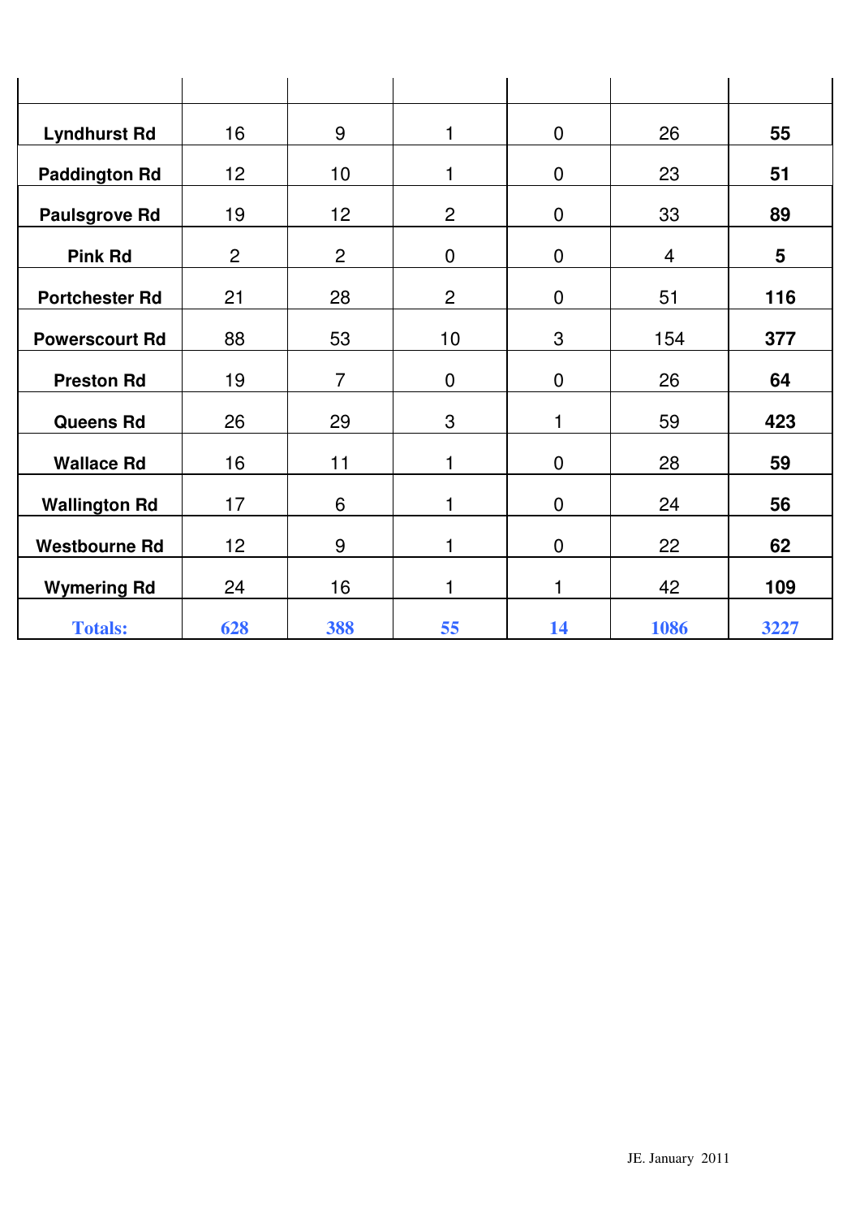| | | | | | | |
|---|---|---|---|---|---|---|
| **Lyndhurst Rd** | 16 | 9 | 1 | 0 | 26 | **55** |
| **Paddington Rd** | 12 | 10 | 1 | 0 | 23 | **51** |
| **Paulsgrove Rd** | 19 | 12 | 2 | 0 | 33 | **89** |
| **Pink Rd** | 2 | 2 | 0 | 0 | 4 | **5** |
| **Portchester Rd** | 21 | 28 | 2 | 0 | 51 | **116** |
| **Powerscourt Rd** | 88 | 53 | 10 | 3 | 154 | **377** |
| **Preston Rd** | 19 | 7 | 0 | 0 | 26 | **64** |
| **Queens Rd** | 26 | 29 | 3 | 1 | 59 | **423** |
| **Wallace Rd** | 16 | 11 | 1 | 0 | 28 | **59** |
| **Wallington Rd** | 17 | 6 | 1 | 0 | 24 | **56** |
| **Westbourne Rd** | 12 | 9 | 1 | 0 | 22 | **62** |
| **Wymering Rd** | 24 | 16 | 1 | 1 | 42 | **109** |
| **Totals:** | **628** | **388** | **55** | **14** | **1086** | **3227** |

JE. January 2011